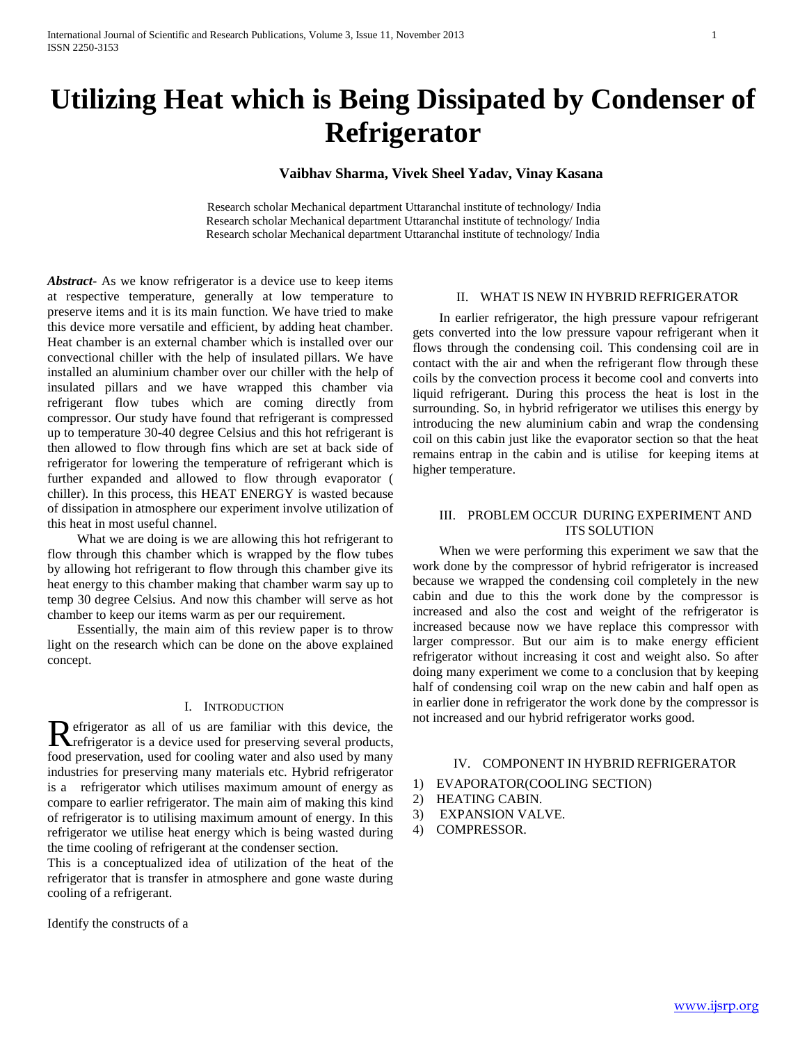# Utilizing Heat which is Being Dissipated by Condenser of Refrigerator

**Vaibhav Sharma, Vivek Sheel Yadav, Vinay Kasana**

Research scholar Mechanical department Uttaranchal institute of technology/ India
Research scholar Mechanical department Uttaranchal institute of technology/ India
Research scholar Mechanical department Uttaranchal institute of technology/ India

***Abstract-*** As we know refrigerator is a device use to keep items at respective temperature, generally at low temperature to preserve items and it is its main function. We have tried to make this device more versatile and efficient, by adding heat chamber. Heat chamber is an external chamber which is installed over our convectional chiller with the help of insulated pillars. We have installed an aluminium chamber over our chiller with the help of insulated pillars and we have wrapped this chamber via refrigerant flow tubes which are coming directly from compressor. Our study have found that refrigerant is compressed up to temperature 30-40 degree Celsius and this hot refrigerant is then allowed to flow through fins which are set at back side of refrigerator for lowering the temperature of refrigerant which is further expanded and allowed to flow through evaporator ( chiller). In this process, this HEAT ENERGY is wasted because of dissipation in atmosphere our experiment involve utilization of this heat in most useful channel.

What we are doing is we are allowing this hot refrigerant to flow through this chamber which is wrapped by the flow tubes by allowing hot refrigerant to flow through this chamber give its heat energy to this chamber making that chamber warm say up to temp 30 degree Celsius. And now this chamber will serve as hot chamber to keep our items warm as per our requirement.

Essentially, the main aim of this review paper is to throw light on the research which can be done on the above explained concept.

## I. Introduction

Refrigerator as all of us are familiar with this device, the refrigerator is a device used for preserving several products, food preservation, used for cooling water and also used by many industries for preserving many materials etc. Hybrid refrigerator is a refrigerator which utilises maximum amount of energy as compare to earlier refrigerator. The main aim of making this kind of refrigerator is to utilising maximum amount of energy. In this refrigerator we utilise heat energy which is being wasted during the time cooling of refrigerant at the condenser section.

This is a conceptualized idea of utilization of the heat of the refrigerator that is transfer in atmosphere and gone waste during cooling of a refrigerant.

Identify the constructs of a

## II. What is New in Hybrid Refrigerator

In earlier refrigerator, the high pressure vapour refrigerant gets converted into the low pressure vapour refrigerant when it flows through the condensing coil. This condensing coil are in contact with the air and when the refrigerant flow through these coils by the convection process it become cool and converts into liquid refrigerant. During this process the heat is lost in the surrounding. So, in hybrid refrigerator we utilises this energy by introducing the new aluminium cabin and wrap the condensing coil on this cabin just like the evaporator section so that the heat remains entrap in the cabin and is utilise for keeping items at higher temperature.

## III. Problem Occur During Experiment and its Solution

When we were performing this experiment we saw that the work done by the compressor of hybrid refrigerator is increased because we wrapped the condensing coil completely in the new cabin and due to this the work done by the compressor is increased and also the cost and weight of the refrigerator is increased because now we have replace this compressor with larger compressor. But our aim is to make energy efficient refrigerator without increasing it cost and weight also. So after doing many experiment we come to a conclusion that by keeping half of condensing coil wrap on the new cabin and half open as in earlier done in refrigerator the work done by the compressor is not increased and our hybrid refrigerator works good.

## IV. Component in Hybrid Refrigerator

1) EVAPORATOR(COOLING SECTION)
2) HEATING CABIN.
3) EXPANSION VALVE.
4) COMPRESSOR.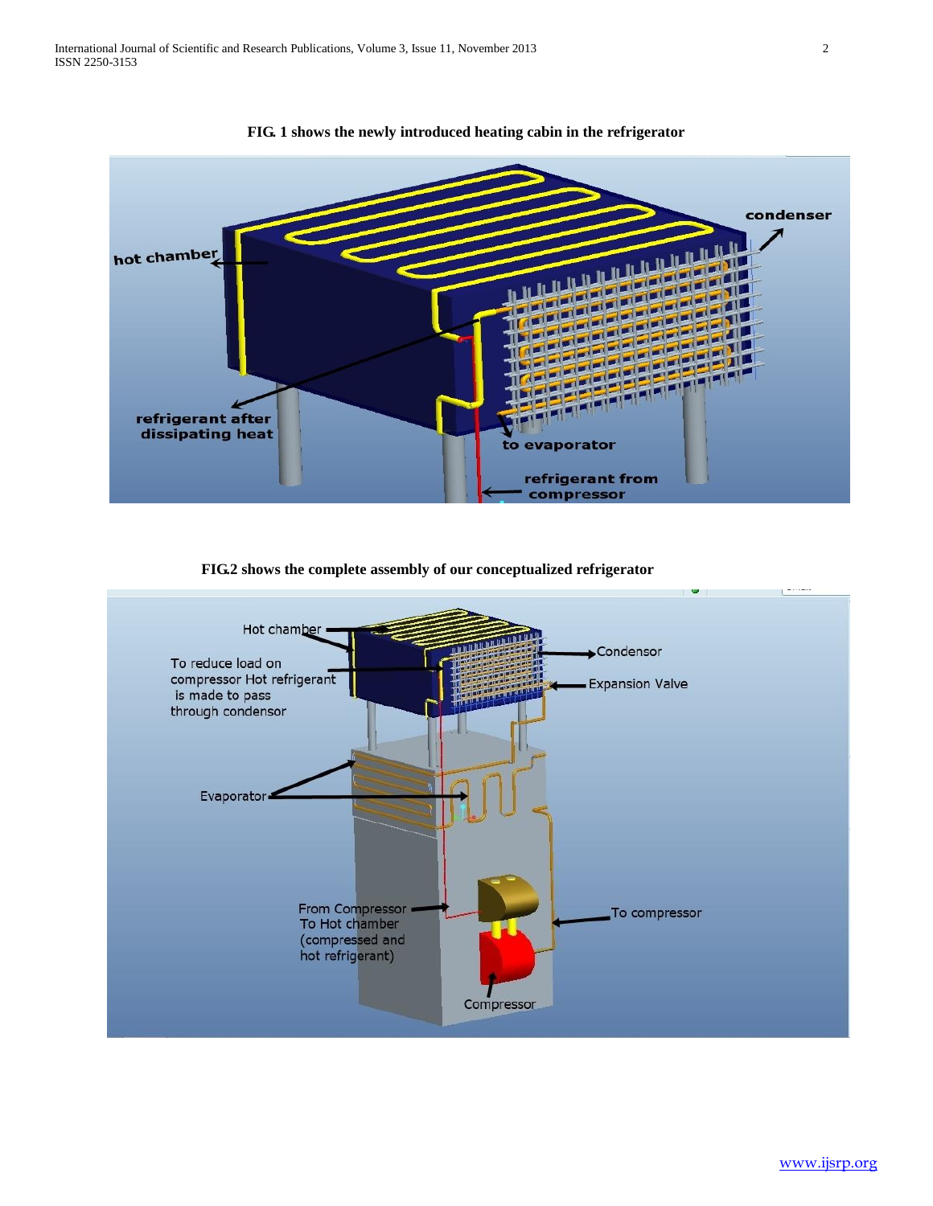**FIG. 1 shows the newly introduced heating cabin in the refrigerator**

**FIG.2 shows the complete assembly of our conceptualized refrigerator**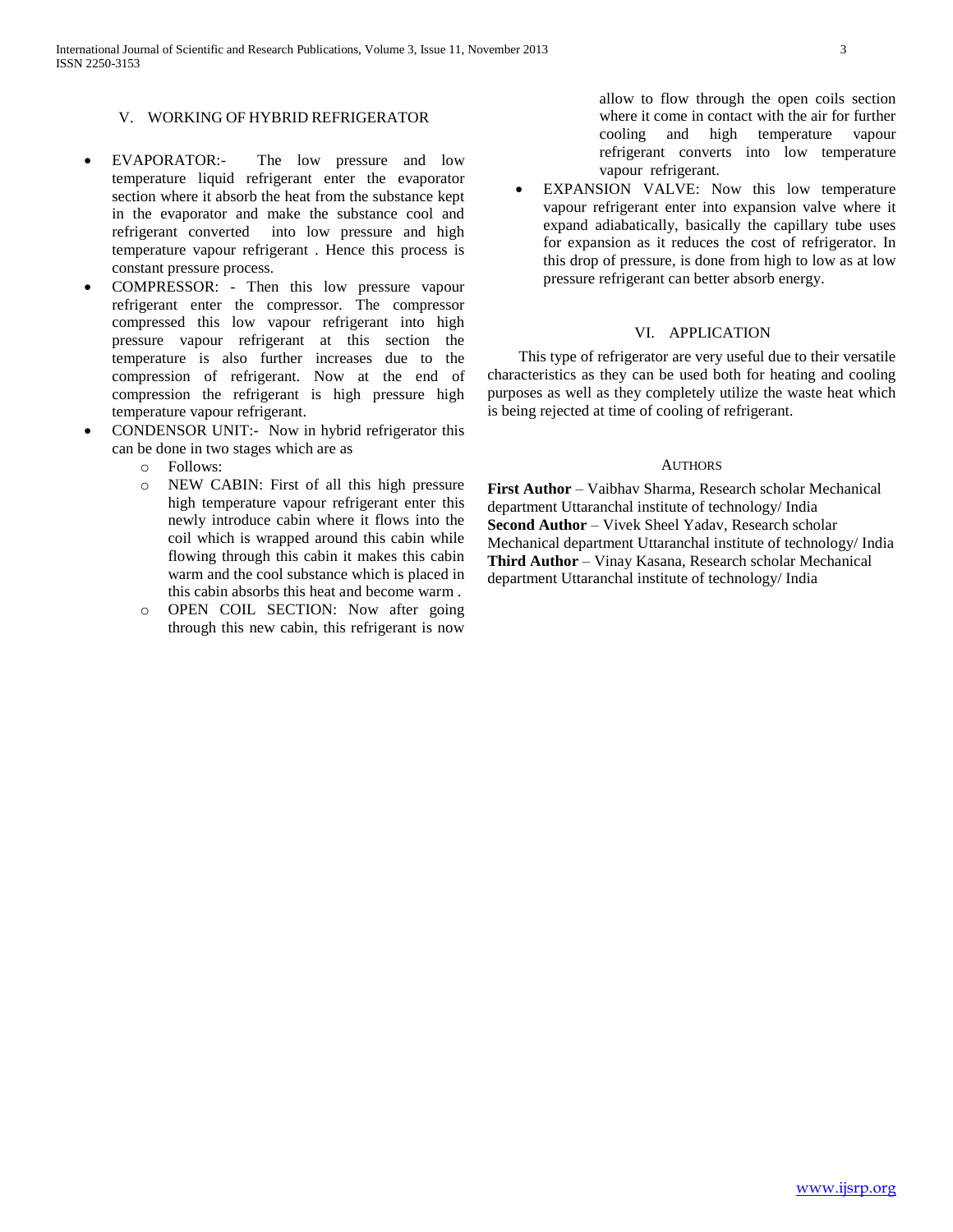## V. WORKING OF HYBRID REFRIGERATOR

- EVAPORATOR:- The low pressure and low temperature liquid refrigerant enter the evaporator section where it absorb the heat from the substance kept in the evaporator and make the substance cool and refrigerant converted into low pressure and high temperature vapour refrigerant . Hence this process is constant pressure process.
- COMPRESSOR: - Then this low pressure vapour refrigerant enter the compressor. The compressor compressed this low vapour refrigerant into high pressure vapour refrigerant at this section the temperature is also further increases due to the compression of refrigerant. Now at the end of compression the refrigerant is high pressure high temperature vapour refrigerant.
- CONDENSOR UNIT:- Now in hybrid refrigerator this can be done in two stages which are as
  - Follows:
  - NEW CABIN: First of all this high pressure high temperature vapour refrigerant enter this newly introduce cabin where it flows into the coil which is wrapped around this cabin while flowing through this cabin it makes this cabin warm and the cool substance which is placed in this cabin absorbs this heat and become warm .
  - OPEN COIL SECTION: Now after going through this new cabin, this refrigerant is now allow to flow through the open coils section where it come in contact with the air for further cooling and high temperature vapour refrigerant converts into low temperature vapour refrigerant.
- EXPANSION VALVE: Now this low temperature vapour refrigerant enter into expansion valve where it expand adiabatically, basically the capillary tube uses for expansion as it reduces the cost of refrigerator. In this drop of pressure, is done from high to low as at low pressure refrigerant can better absorb energy.

## VI. APPLICATION

This type of refrigerator are very useful due to their versatile characteristics as they can be used both for heating and cooling purposes as well as they completely utilize the waste heat which is being rejected at time of cooling of refrigerant.

## AUTHORS

**First Author** – Vaibhav Sharma, Research scholar Mechanical department Uttaranchal institute of technology/ India

**Second Author** – Vivek Sheel Yadav, Research scholar Mechanical department Uttaranchal institute of technology/ India

**Third Author** – Vinay Kasana, Research scholar Mechanical department Uttaranchal institute of technology/ India